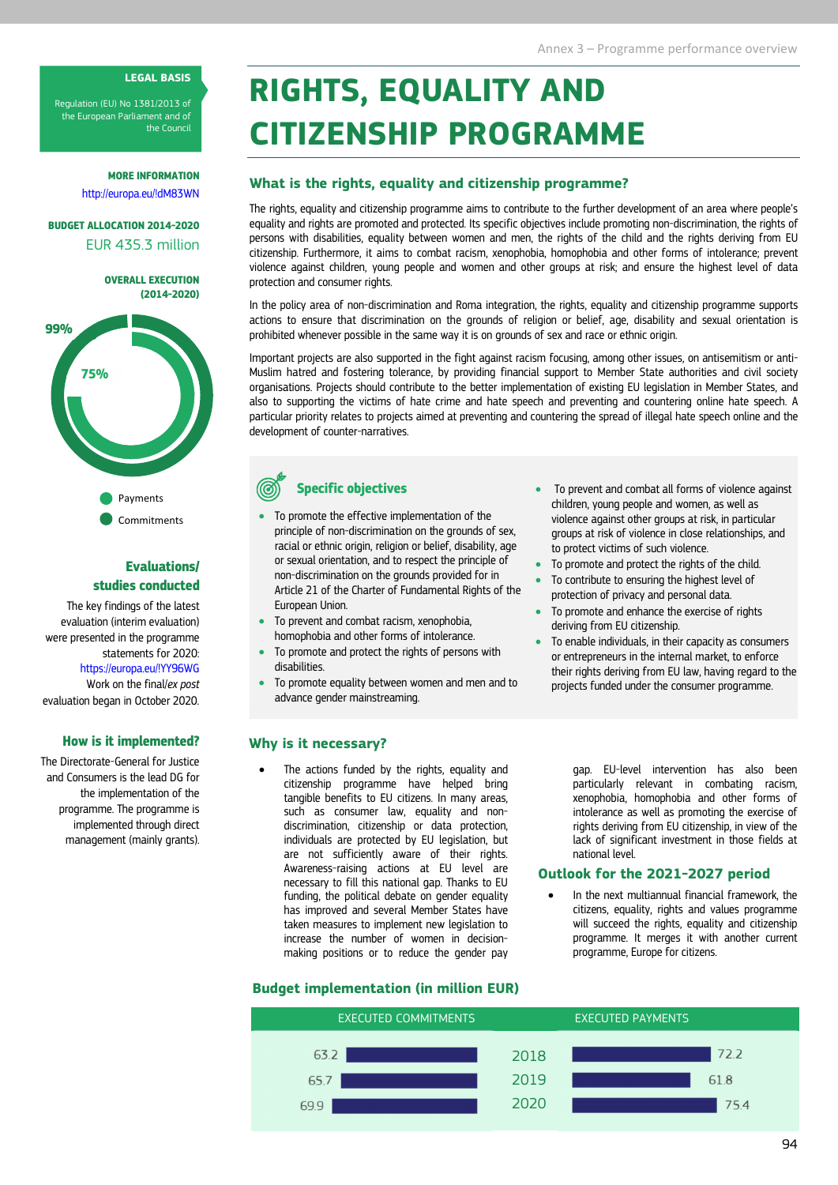# RIGHTS, EQUALITY AND CITIZENSHIP PROGRAMME

**LEGAL BASIS**

Regulation (EU) No 1381/2013 of the European Parliament and of the Council

**MORE INFORMATION**

http://europa.eu/!dM83WN

**BUDGET ALLOCATION 2014-2020**

EUR 435.3 million

**OVERALL EXECUTION (2014-2020)**

99%

75%

Payments

Commitments

### Evaluations/ studies conducted

The key findings of the latest evaluation (interim evaluation) were presented in the programme statements for 2020: https://europa.eu/!YY96WG
Work on the final/*ex post* evaluation began in October 2020.

### How is it implemented?

The Directorate-General for Justice and Consumers is the lead DG for the implementation of the programme. The programme is implemented through direct management (mainly grants).

## What is the rights, equality and citizenship programme?

The rights, equality and citizenship programme aims to contribute to the further development of an area where people's equality and rights are promoted and protected. Its specific objectives include promoting non-discrimination, the rights of persons with disabilities, equality between women and men, the rights of the child and the rights deriving from EU citizenship. Furthermore, it aims to combat racism, xenophobia, homophobia and other forms of intolerance; prevent violence against children, young people and women and other groups at risk; and ensure the highest level of data protection and consumer rights.

In the policy area of non-discrimination and Roma integration, the rights, equality and citizenship programme supports actions to ensure that discrimination on the grounds of religion or belief, age, disability and sexual orientation is prohibited whenever possible in the same way it is on grounds of sex and race or ethnic origin.

Important projects are also supported in the fight against racism focusing, among other issues, on antisemitism or anti-Muslim hatred and fostering tolerance, by providing financial support to Member State authorities and civil society organisations. Projects should contribute to the better implementation of existing EU legislation in Member States, and also to supporting the victims of hate crime and hate speech and preventing and countering online hate speech. A particular priority relates to projects aimed at preventing and countering the spread of illegal hate speech online and the development of counter-narratives.

### Specific objectives

- To promote the effective implementation of the principle of non-discrimination on the grounds of sex, racial or ethnic origin, religion or belief, disability, age or sexual orientation, and to respect the principle of non-discrimination on the grounds provided for in Article 21 of the Charter of Fundamental Rights of the European Union.
- To prevent and combat racism, xenophobia, homophobia and other forms of intolerance.
- To promote and protect the rights of persons with disabilities.
- To promote equality between women and men and to advance gender mainstreaming.
- To prevent and combat all forms of violence against children, young people and women, as well as violence against other groups at risk, in particular groups at risk of violence in close relationships, and to protect victims of such violence.
- To promote and protect the rights of the child.
- To contribute to ensuring the highest level of protection of privacy and personal data.
- To promote and enhance the exercise of rights deriving from EU citizenship.
- To enable individuals, in their capacity as consumers or entrepreneurs in the internal market, to enforce their rights deriving from EU law, having regard to the projects funded under the consumer programme.

## Why is it necessary?

- The actions funded by the rights, equality and citizenship programme have helped bring tangible benefits to EU citizens. In many areas, such as consumer law, equality and non-discrimination, citizenship or data protection, individuals are protected by EU legislation, but are not sufficiently aware of their rights. Awareness-raising actions at EU level are necessary to fill this national gap. Thanks to EU funding, the political debate on gender equality has improved and several Member States have taken measures to implement new legislation to increase the number of women in decision-making positions or to reduce the gender pay gap. EU-level intervention has also been particularly relevant in combating racism, xenophobia, homophobia and other forms of intolerance as well as promoting the exercise of rights deriving from EU citizenship, in view of the lack of significant investment in those fields at national level.

## Outlook for the 2021-2027 period

- In the next multiannual financial framework, the citizens, equality, rights and values programme will succeed the rights, equality and citizenship programme. It merges it with another current programme, Europe for citizens.

## Budget implementation (in million EUR)

| EXECUTED COMMITMENTS | | EXECUTED PAYMENTS |
|---|---|---|
| 63.2 | 2018 | 72.2 |
| 65.7 | 2019 | 61.8 |
| 69.9 | 2020 | 75.4 |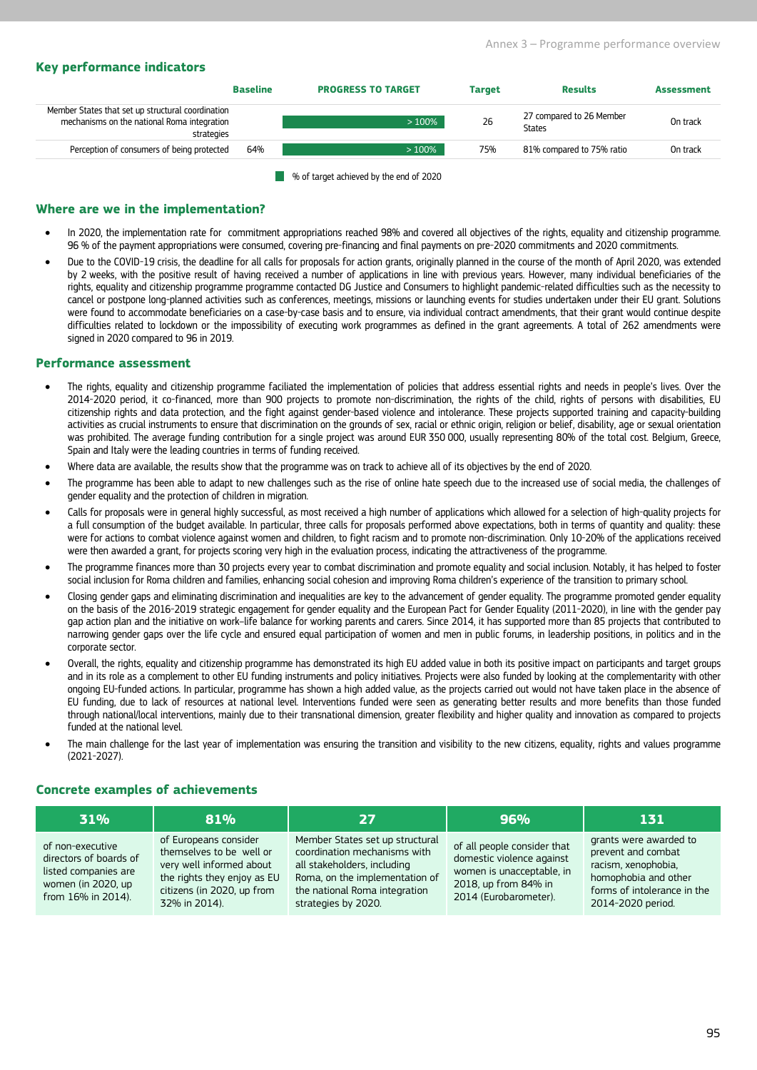## Key performance indicators

| | Baseline | PROGRESS TO TARGET | Target | Results | Assessment |
|---|---|---|---|---|---|
| Member States that set up structural coordination mechanisms on the national Roma integration strategies | | > 100% | 26 | 27 compared to 26 Member States | On track |
| Perception of consumers of being protected | 64% | > 100% | 75% | 81% compared to 75% ratio | On track |

% of target achieved by the end of 2020

## Where are we in the implementation?

- In 2020, the implementation rate for commitment appropriations reached 98% and covered all objectives of the rights, equality and citizenship programme. 96 % of the payment appropriations were consumed, covering pre-financing and final payments on pre-2020 commitments and 2020 commitments.
- Due to the COVID-19 crisis, the deadline for all calls for proposals for action grants, originally planned in the course of the month of April 2020, was extended by 2 weeks, with the positive result of having received a number of applications in line with previous years. However, many individual beneficiaries of the rights, equality and citizenship programme programme contacted DG Justice and Consumers to highlight pandemic-related difficulties such as the necessity to cancel or postpone long-planned activities such as conferences, meetings, missions or launching events for studies undertaken under their EU grant. Solutions were found to accommodate beneficiaries on a case-by-case basis and to ensure, via individual contract amendments, that their grant would continue despite difficulties related to lockdown or the impossibility of executing work programmes as defined in the grant agreements. A total of 262 amendments were signed in 2020 compared to 96 in 2019.

## Performance assessment

- The rights, equality and citizenship programme faciliated the implementation of policies that address essential rights and needs in people's lives. Over the 2014-2020 period, it co-financed, more than 900 projects to promote non-discrimination, the rights of the child, rights of persons with disabilities, EU citizenship rights and data protection, and the fight against gender-based violence and intolerance. These projects supported training and capacity-building activities as crucial instruments to ensure that discrimination on the grounds of sex, racial or ethnic origin, religion or belief, disability, age or sexual orientation was prohibited. The average funding contribution for a single project was around EUR 350 000, usually representing 80% of the total cost. Belgium, Greece, Spain and Italy were the leading countries in terms of funding received.
- Where data are available, the results show that the programme was on track to achieve all of its objectives by the end of 2020.
- The programme has been able to adapt to new challenges such as the rise of online hate speech due to the increased use of social media, the challenges of gender equality and the protection of children in migration.
- Calls for proposals were in general highly successful, as most received a high number of applications which allowed for a selection of high-quality projects for a full consumption of the budget available. In particular, three calls for proposals performed above expectations, both in terms of quantity and quality: these were for actions to combat violence against women and children, to fight racism and to promote non-discrimination. Only 10-20% of the applications received were then awarded a grant, for projects scoring very high in the evaluation process, indicating the attractiveness of the programme.
- The programme finances more than 30 projects every year to combat discrimination and promote equality and social inclusion. Notably, it has helped to foster social inclusion for Roma children and families, enhancing social cohesion and improving Roma children's experience of the transition to primary school.
- Closing gender gaps and eliminating discrimination and inequalities are key to the advancement of gender equality. The programme promoted gender equality on the basis of the 2016-2019 strategic engagement for gender equality and the European Pact for Gender Equality (2011-2020), in line with the gender pay gap action plan and the initiative on work–life balance for working parents and carers. Since 2014, it has supported more than 85 projects that contributed to narrowing gender gaps over the life cycle and ensured equal participation of women and men in public forums, in leadership positions, in politics and in the corporate sector.
- Overall, the rights, equality and citizenship programme has demonstrated its high EU added value in both its positive impact on participants and target groups and in its role as a complement to other EU funding instruments and policy initiatives. Projects were also funded by looking at the complementarity with other ongoing EU-funded actions. In particular, programme has shown a high added value, as the projects carried out would not have taken place in the absence of EU funding, due to lack of resources at national level. Interventions funded were seen as generating better results and more benefits than those funded through national/local interventions, mainly due to their transnational dimension, greater flexibility and higher quality and innovation as compared to projects funded at the national level.
- The main challenge for the last year of implementation was ensuring the transition and visibility to the new citizens, equality, rights and values programme (2021-2027).

## Concrete examples of achievements

| 31% | 81% | 27 | 96% | 131 |
|---|---|---|---|---|
| of non-executive directors of boards of listed companies are women (in 2020, up from 16% in 2014). | of Europeans consider themselves to be well or very well informed about the rights they enjoy as EU citizens (in 2020, up from 32% in 2014). | Member States set up structural coordination mechanisms with all stakeholders, including Roma, on the implementation of the national Roma integration strategies by 2020. | of all people consider that domestic violence against women is unacceptable, in 2018, up from 84% in 2014 (Eurobarometer). | grants were awarded to prevent and combat racism, xenophobia, homophobia and other forms of intolerance in the 2014-2020 period. |